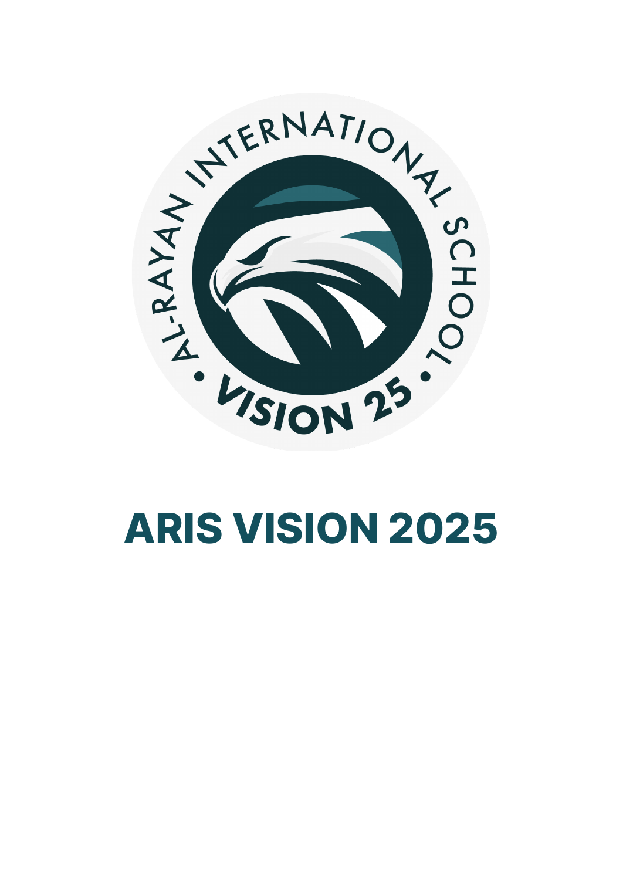# ARIS VISION 2025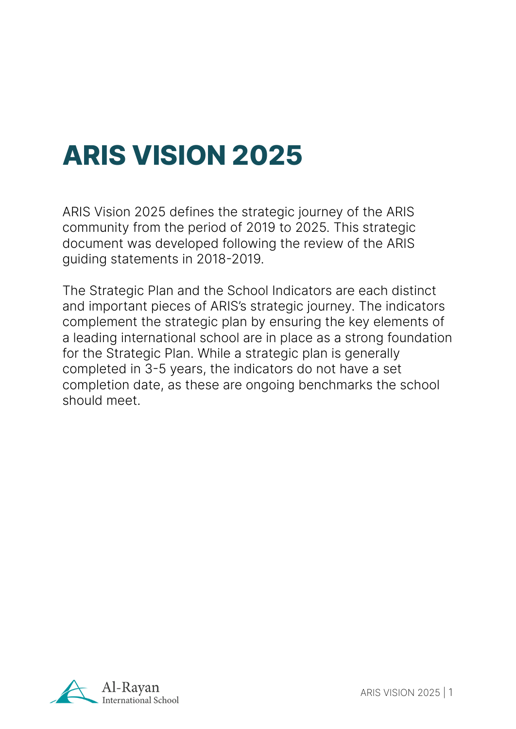# ARIS VISION 2025

ARIS Vision 2025 defines the strategic journey of the ARIS community from the period of 2019 to 2025. This strategic document was developed following the review of the ARIS guiding statements in 2018-2019.

The Strategic Plan and the School Indicators are each distinct and important pieces of ARIS's strategic journey. The indicators complement the strategic plan by ensuring the key elements of a leading international school are in place as a strong foundation for the Strategic Plan. While a strategic plan is generally completed in 3-5 years, the indicators do not have a set completion date, as these are ongoing benchmarks the school should meet.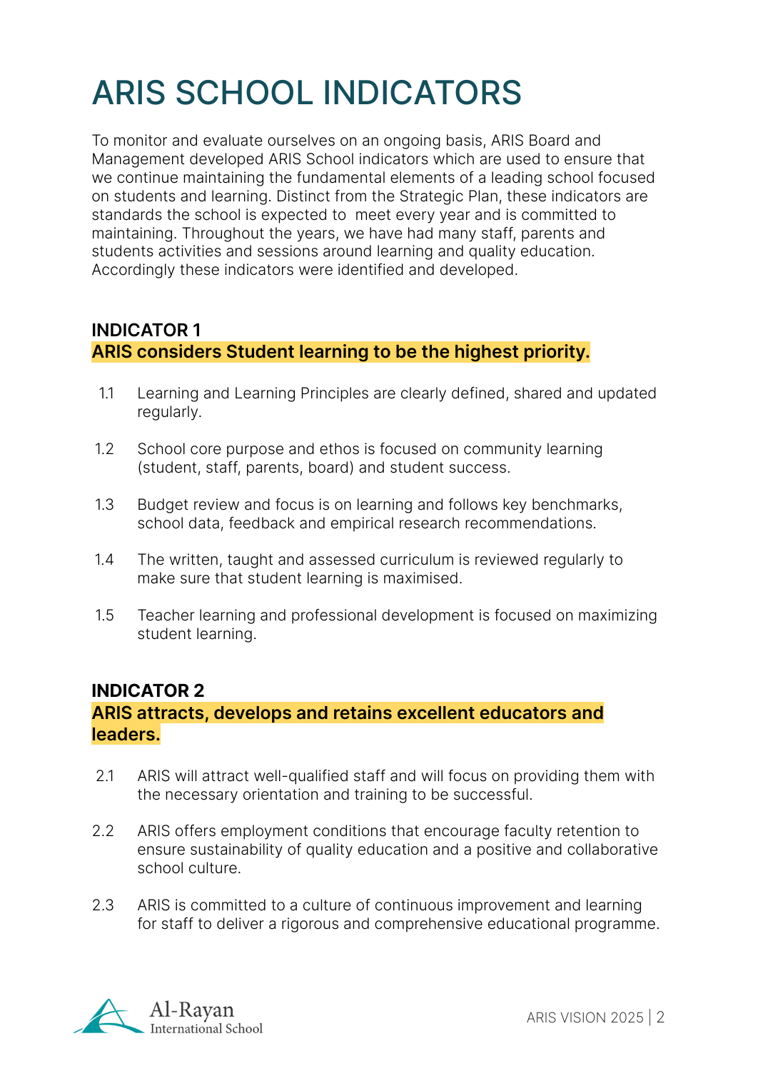# ARIS SCHOOL INDICATORS

To monitor and evaluate ourselves on an ongoing basis, ARIS Board and Management developed ARIS School indicators which are used to ensure that we continue maintaining the fundamental elements of a leading school focused on students and learning. Distinct from the Strategic Plan, these indicators are standards the school is expected to meet every year and is committed to maintaining. Throughout the years, we have had many staff, parents and students activities and sessions around learning and quality education. Accordingly these indicators were identified and developed.

## INDICATOR 1

**ARIS considers Student learning to be the highest priority.**

1.1 Learning and Learning Principles are clearly defined, shared and updated regularly.

1.2 School core purpose and ethos is focused on community learning (student, staff, parents, board) and student success.

1.3 Budget review and focus is on learning and follows key benchmarks, school data, feedback and empirical research recommendations.

1.4 The written, taught and assessed curriculum is reviewed regularly to make sure that student learning is maximised.

1.5 Teacher learning and professional development is focused on maximizing student learning.

## INDICATOR 2

**ARIS attracts, develops and retains excellent educators and leaders.**

2.1 ARIS will attract well-qualified staff and will focus on providing them with the necessary orientation and training to be successful.

2.2 ARIS offers employment conditions that encourage faculty retention to ensure sustainability of quality education and a positive and collaborative school culture.

2.3 ARIS is committed to a culture of continuous improvement and learning for staff to deliver a rigorous and comprehensive educational programme.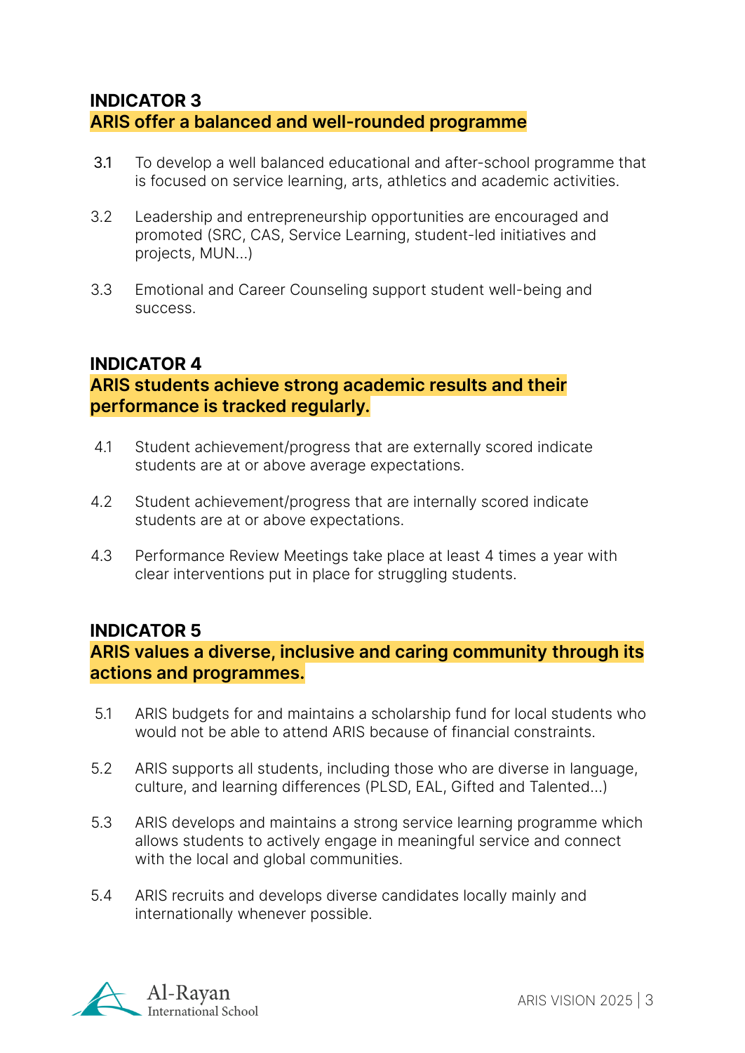## INDICATOR 3

**ARIS offer a balanced and well-rounded programme**

3.1 To develop a well balanced educational and after-school programme that is focused on service learning, arts, athletics and academic activities.

3.2 Leadership and entrepreneurship opportunities are encouraged and promoted (SRC, CAS, Service Learning, student-led initiatives and projects, MUN...)

3.3 Emotional and Career Counseling support student well-being and success.

## INDICATOR 4

**ARIS students achieve strong academic results and their performance is tracked regularly.**

4.1 Student achievement/progress that are externally scored indicate students are at or above average expectations.

4.2 Student achievement/progress that are internally scored indicate students are at or above expectations.

4.3 Performance Review Meetings take place at least 4 times a year with clear interventions put in place for struggling students.

## INDICATOR 5

**ARIS values a diverse, inclusive and caring community through its actions and programmes.**

5.1 ARIS budgets for and maintains a scholarship fund for local students who would not be able to attend ARIS because of financial constraints.

5.2 ARIS supports all students, including those who are diverse in language, culture, and learning differences (PLSD, EAL, Gifted and Talented...)

5.3 ARIS develops and maintains a strong service learning programme which allows students to actively engage in meaningful service and connect with the local and global communities.

5.4 ARIS recruits and develops diverse candidates locally mainly and internationally whenever possible.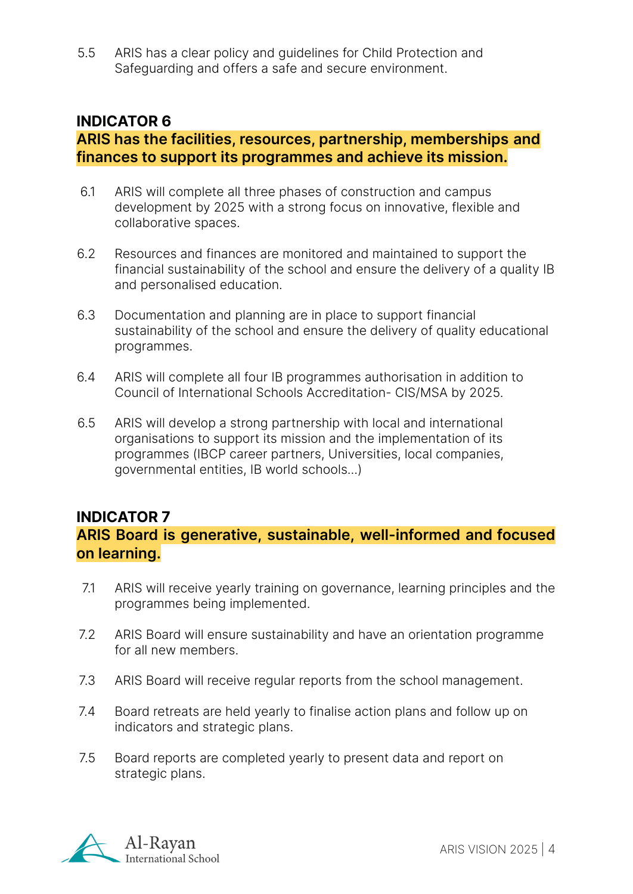5.5 ARIS has a clear policy and guidelines for Child Protection and Safeguarding and offers a safe and secure environment.

## INDICATOR 6

**ARIS has the facilities, resources, partnership, memberships and finances to support its programmes and achieve its mission.**

6.1 ARIS will complete all three phases of construction and campus development by 2025 with a strong focus on innovative, flexible and collaborative spaces.

6.2 Resources and finances are monitored and maintained to support the financial sustainability of the school and ensure the delivery of a quality IB and personalised education.

6.3 Documentation and planning are in place to support financial sustainability of the school and ensure the delivery of quality educational programmes.

6.4 ARIS will complete all four IB programmes authorisation in addition to Council of International Schools Accreditation- CIS/MSA by 2025.

6.5 ARIS will develop a strong partnership with local and international organisations to support its mission and the implementation of its programmes (IBCP career partners, Universities, local companies, governmental entities, IB world schools...)

## INDICATOR 7

**ARIS Board is generative, sustainable, well-informed and focused on learning.**

7.1 ARIS will receive yearly training on governance, learning principles and the programmes being implemented.

7.2 ARIS Board will ensure sustainability and have an orientation programme for all new members.

7.3 ARIS Board will receive regular reports from the school management.

7.4 Board retreats are held yearly to finalise action plans and follow up on indicators and strategic plans.

7.5 Board reports are completed yearly to present data and report on strategic plans.

Al-Rayan International School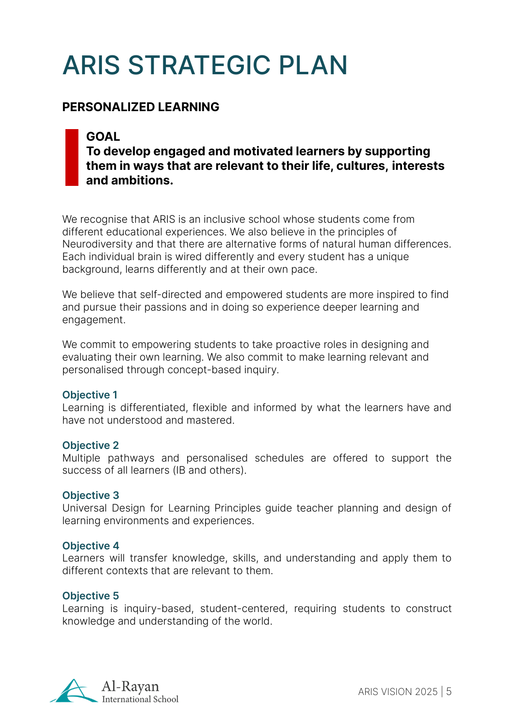# ARIS STRATEGIC PLAN

## PERSONALIZED LEARNING

**GOAL**
**To develop engaged and motivated learners by supporting them in ways that are relevant to their life, cultures, interests and ambitions.**

We recognise that ARIS is an inclusive school whose students come from different educational experiences. We also believe in the principles of Neurodiversity and that there are alternative forms of natural human differences. Each individual brain is wired differently and every student has a unique background, learns differently and at their own pace.

We believe that self-directed and empowered students are more inspired to find and pursue their passions and in doing so experience deeper learning and engagement.

We commit to empowering students to take proactive roles in designing and evaluating their own learning. We also commit to make learning relevant and personalised through concept-based inquiry.

**Objective 1**
Learning is differentiated, flexible and informed by what the learners have and have not understood and mastered.

**Objective 2**
Multiple pathways and personalised schedules are offered to support the success of all learners (IB and others).

**Objective 3**
Universal Design for Learning Principles guide teacher planning and design of learning environments and experiences.

**Objective 4**
Learners will transfer knowledge, skills, and understanding and apply them to different contexts that are relevant to them.

**Objective 5**
Learning is inquiry-based, student-centered, requiring students to construct knowledge and understanding of the world.

Al-Rayan International School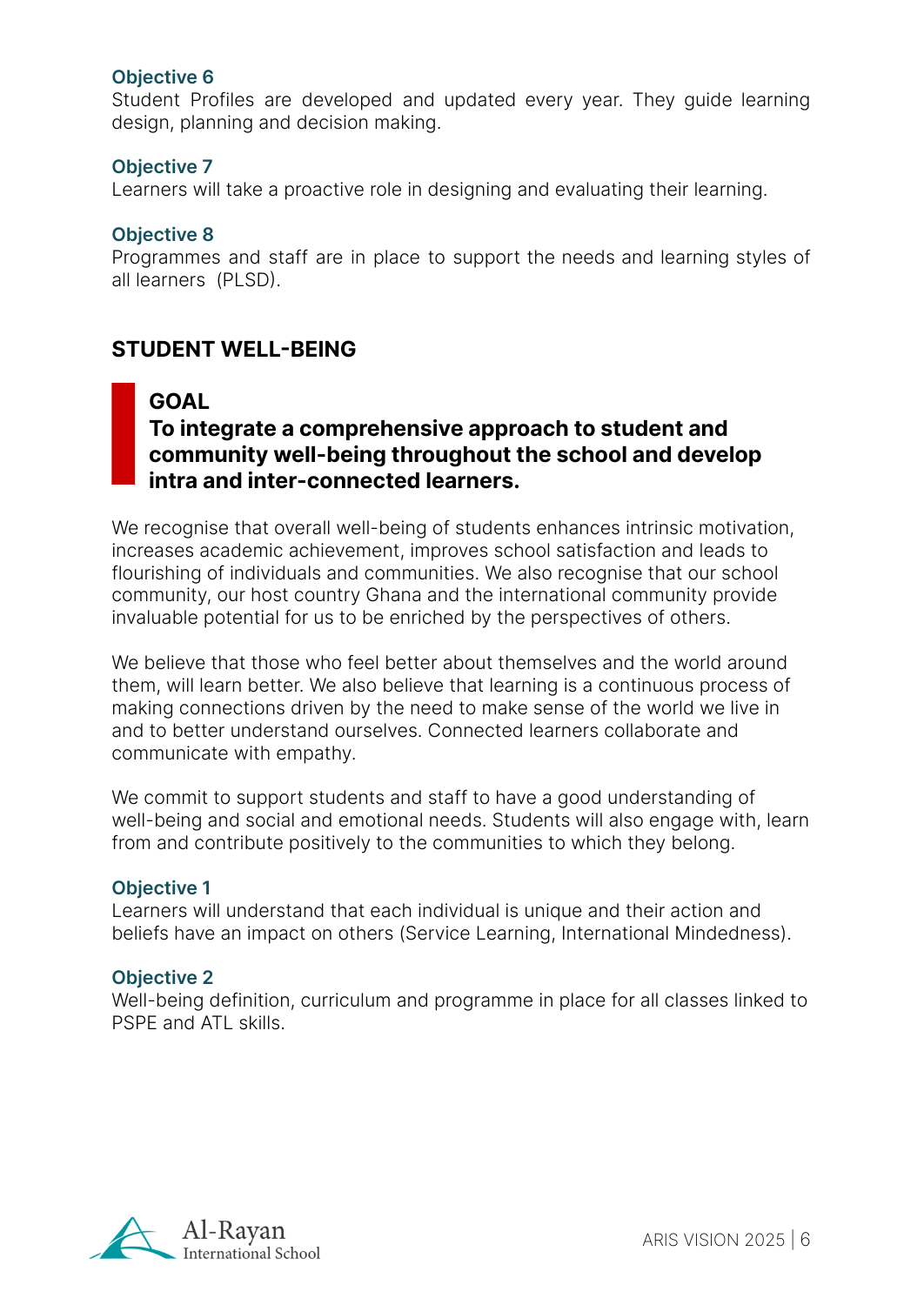**Objective 6**
Student Profiles are developed and updated every year. They guide learning design, planning and decision making.

**Objective 7**
Learners will take a proactive role in designing and evaluating their learning.

**Objective 8**
Programmes and staff are in place to support the needs and learning styles of all learners (PLSD).

## STUDENT WELL-BEING

**GOAL**
**To integrate a comprehensive approach to student and community well-being throughout the school and develop intra and inter-connected learners.**

We recognise that overall well-being of students enhances intrinsic motivation, increases academic achievement, improves school satisfaction and leads to flourishing of individuals and communities. We also recognise that our school community, our host country Ghana and the international community provide invaluable potential for us to be enriched by the perspectives of others.

We believe that those who feel better about themselves and the world around them, will learn better. We also believe that learning is a continuous process of making connections driven by the need to make sense of the world we live in and to better understand ourselves. Connected learners collaborate and communicate with empathy.

We commit to support students and staff to have a good understanding of well-being and social and emotional needs. Students will also engage with, learn from and contribute positively to the communities to which they belong.

**Objective 1**
Learners will understand that each individual is unique and their action and beliefs have an impact on others (Service Learning, International Mindedness).

**Objective 2**
Well-being definition, curriculum and programme in place for all classes linked to PSPE and ATL skills.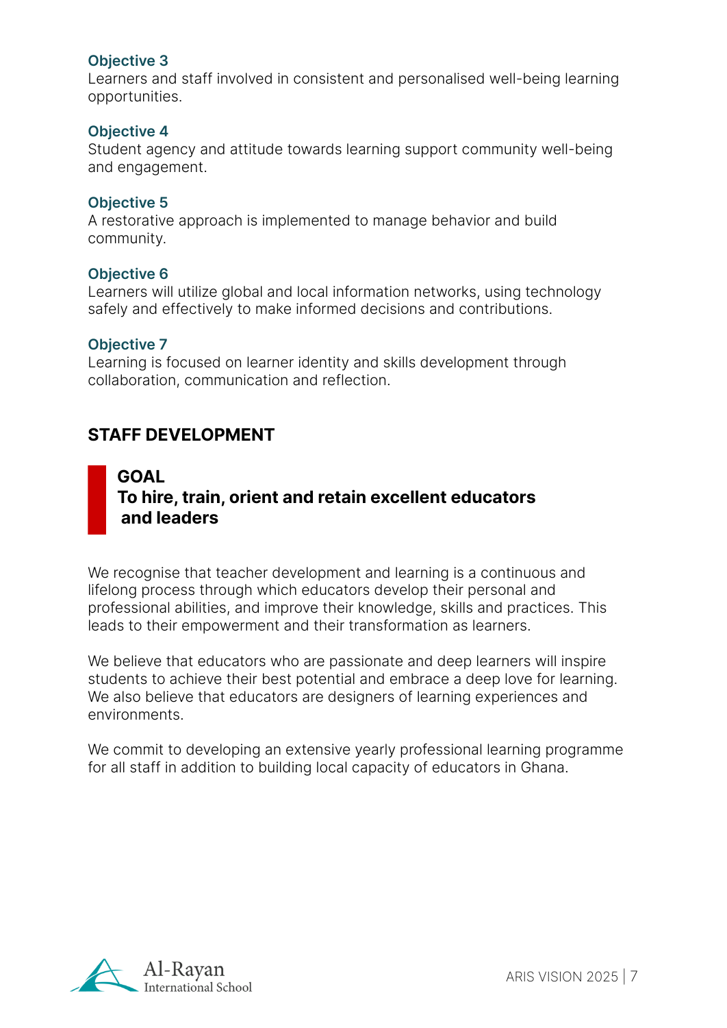### Objective 3
Learners and staff involved in consistent and personalised well-being learning opportunities.

### Objective 4
Student agency and attitude towards learning support community well-being and engagement.

### Objective 5
A restorative approach is implemented to manage behavior and build community.

### Objective 6
Learners will utilize global and local information networks, using technology safely and effectively to make informed decisions and contributions.

### Objective 7
Learning is focused on learner identity and skills development through collaboration, communication and reflection.

## STAFF DEVELOPMENT

### GOAL
### To hire, train, orient and retain excellent educators and leaders

We recognise that teacher development and learning is a continuous and lifelong process through which educators develop their personal and professional abilities, and improve their knowledge, skills and practices. This leads to their empowerment and their transformation as learners.

We believe that educators who are passionate and deep learners will inspire students to achieve their best potential and embrace a deep love for learning. We also believe that educators are designers of learning experiences and environments.

We commit to developing an extensive yearly professional learning programme for all staff in addition to building local capacity of educators in Ghana.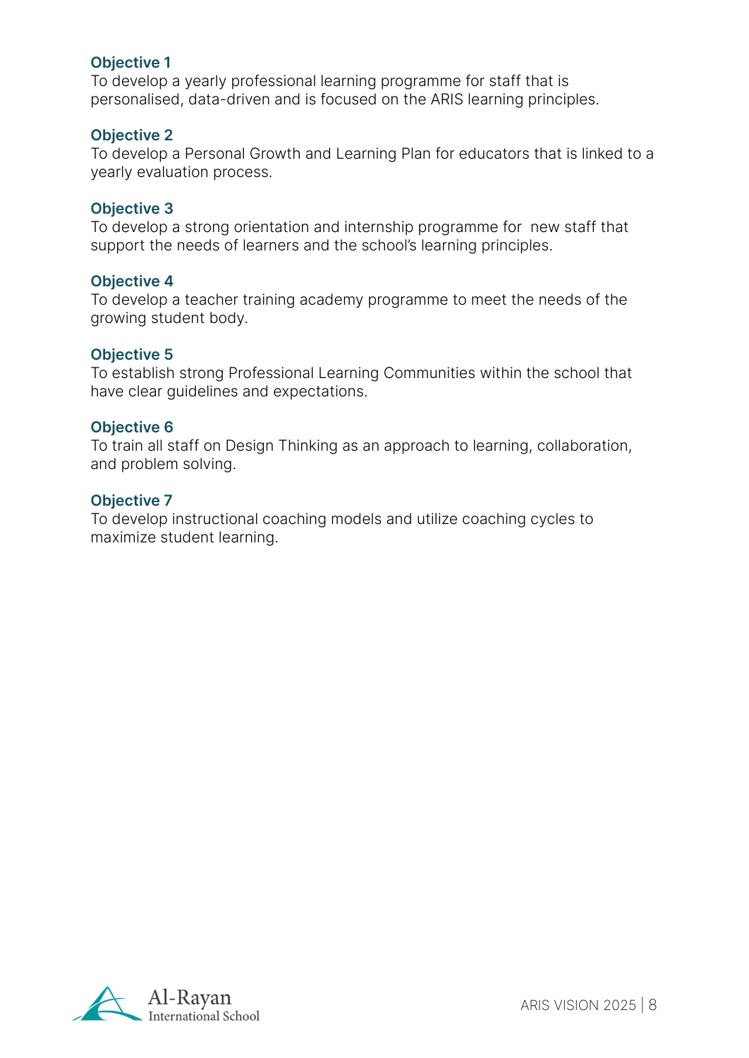**Objective 1**
To develop a yearly professional learning programme for staff that is personalised, data-driven and is focused on the ARIS learning principles.

**Objective 2**
To develop a Personal Growth and Learning Plan for educators that is linked to a yearly evaluation process.

**Objective 3**
To develop a strong orientation and internship programme for new staff that support the needs of learners and the school's learning principles.

**Objective 4**
To develop a teacher training academy programme to meet the needs of the growing student body.

**Objective 5**
To establish strong Professional Learning Communities within the school that have clear guidelines and expectations.

**Objective 6**
To train all staff on Design Thinking as an approach to learning, collaboration, and problem solving.

**Objective 7**
To develop instructional coaching models and utilize coaching cycles to maximize student learning.